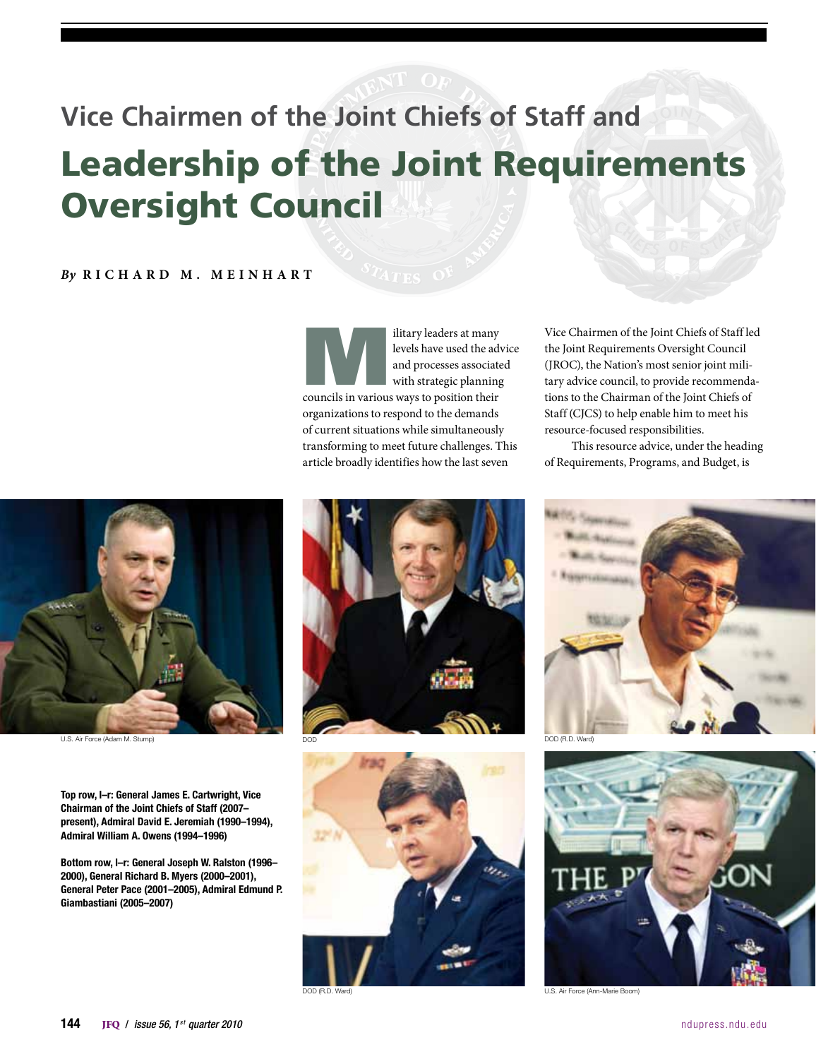# Vice Chairmen of the Joint Chiefs of Staff and Leadership of the Joint Requirements Oversight Council

*By* **RICHARD M. MEINHART**

Military leaders at many levels have used the advice and processes associated with strategic planning councils in various ways to position their organizations to respond to the demands of current situations while simultaneously transforming to meet future challenges. This article broadly identifies how the last seven Vice Chairmen of the Joint Chiefs of Staff led the Joint Requirements Oversight Council (JROC), the Nation's most senior joint military advice council, to provide recommendations to the Chairman of the Joint Chiefs of Staff (CJCS) to help enable him to meet his resource-focused responsibilities.

This resource advice, under the heading of Requirements, Programs, and Budget, is

U.S. Air Force (Adam M. Stump)

DOD

DOD (R.D. Ward)

DOD (R.D. Ward)

U.S. Air Force (Ann-Marie Boom)

**Top row, l–r: General James E. Cartwright, Vice Chairman of the Joint Chiefs of Staff (2007–present), Admiral David E. Jeremiah (1990–1994), Admiral William A. Owens (1994–1996)**

**Bottom row, l–r: General Joseph W. Ralston (1996–2000), General Richard B. Myers (2000–2001), General Peter Pace (2001–2005), Admiral Edmund P. Giambastiani (2005–2007)**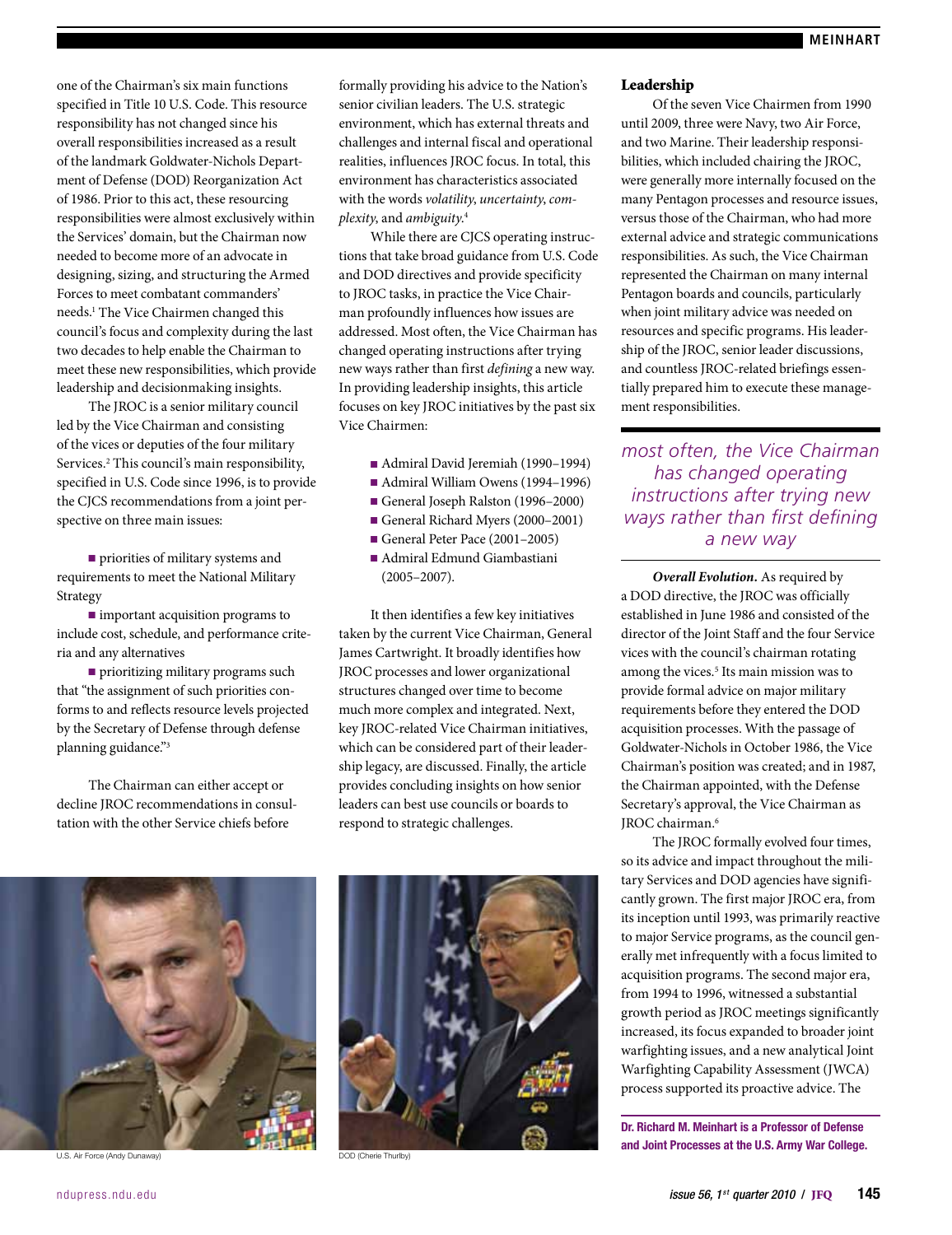one of the Chairman's six main functions specified in Title 10 U.S. Code. This resource responsibility has not changed since his overall responsibilities increased as a result of the landmark Goldwater-Nichols Department of Defense (DOD) Reorganization Act of 1986. Prior to this act, these resourcing responsibilities were almost exclusively within the Services' domain, but the Chairman now needed to become more of an advocate in designing, sizing, and structuring the Armed Forces to meet combatant commanders' needs.[1] The Vice Chairmen changed this council's focus and complexity during the last two decades to help enable the Chairman to meet these new responsibilities, which provide leadership and decisionmaking insights.

The JROC is a senior military council led by the Vice Chairman and consisting of the vices or deputies of the four military Services.[2] This council's main responsibility, specified in U.S. Code since 1996, is to provide the CJCS recommendations from a joint perspective on three main issues:

- priorities of military systems and requirements to meet the National Military Strategy
- important acquisition programs to include cost, schedule, and performance criteria and any alternatives
- prioritizing military programs such that "the assignment of such priorities conforms to and reflects resource levels projected by the Secretary of Defense through defense planning guidance."[3]

The Chairman can either accept or decline JROC recommendations in consultation with the other Service chiefs before formally providing his advice to the Nation's senior civilian leaders. The U.S. strategic environment, which has external threats and challenges and internal fiscal and operational realities, influences JROC focus. In total, this environment has characteristics associated with the words *volatility*, *uncertainty*, *complexity*, and *ambiguity*.[4]

While there are CJCS operating instructions that take broad guidance from U.S. Code and DOD directives and provide specificity to JROC tasks, in practice the Vice Chairman profoundly influences how issues are addressed. Most often, the Vice Chairman has changed operating instructions after trying new ways rather than first *defining* a new way. In providing leadership insights, this article focuses on key JROC initiatives by the past six Vice Chairmen:

- Admiral David Jeremiah (1990–1994)
- Admiral William Owens (1994–1996)
- General Joseph Ralston (1996–2000)
- General Richard Myers (2000–2001)
- General Peter Pace (2001–2005)
- Admiral Edmund Giambastiani (2005–2007).

It then identifies a few key initiatives taken by the current Vice Chairman, General James Cartwright. It broadly identifies how JROC processes and lower organizational structures changed over time to become much more complex and integrated. Next, key JROC-related Vice Chairman initiatives, which can be considered part of their leadership legacy, are discussed. Finally, the article provides concluding insights on how senior leaders can best use councils or boards to respond to strategic challenges.

U.S. Air Force (Andy Dunaway)

DOD (Cherie Thurlby)

## Leadership

Of the seven Vice Chairmen from 1990 until 2009, three were Navy, two Air Force, and two Marine. Their leadership responsibilities, which included chairing the JROC, were generally more internally focused on the many Pentagon processes and resource issues, versus those of the Chairman, who had more external advice and strategic communications responsibilities. As such, the Vice Chairman represented the Chairman on many internal Pentagon boards and councils, particularly when joint military advice was needed on resources and specific programs. His leadership of the JROC, senior leader discussions, and countless JROC-related briefings essentially prepared him to execute these management responsibilities.

> *most often, the Vice Chairman has changed operating instructions after trying new ways rather than first defining a new way*

***Overall Evolution.*** As required by a DOD directive, the JROC was officially established in June 1986 and consisted of the director of the Joint Staff and the four Service vices with the council's chairman rotating among the vices.[5] Its main mission was to provide formal advice on major military requirements before they entered the DOD acquisition processes. With the passage of Goldwater-Nichols in October 1986, the Vice Chairman's position was created; and in 1987, the Chairman appointed, with the Defense Secretary's approval, the Vice Chairman as JROC chairman.[6]

The JROC formally evolved four times, so its advice and impact throughout the military Services and DOD agencies have significantly grown. The first major JROC era, from its inception until 1993, was primarily reactive to major Service programs, as the council generally met infrequently with a focus limited to acquisition programs. The second major era, from 1994 to 1996, witnessed a substantial growth period as JROC meetings significantly increased, its focus expanded to broader joint warfighting issues, and a new analytical Joint Warfighting Capability Assessment (JWCA) process supported its proactive advice. The

**Dr. Richard M. Meinhart is a Professor of Defense and Joint Processes at the U.S. Army War College.**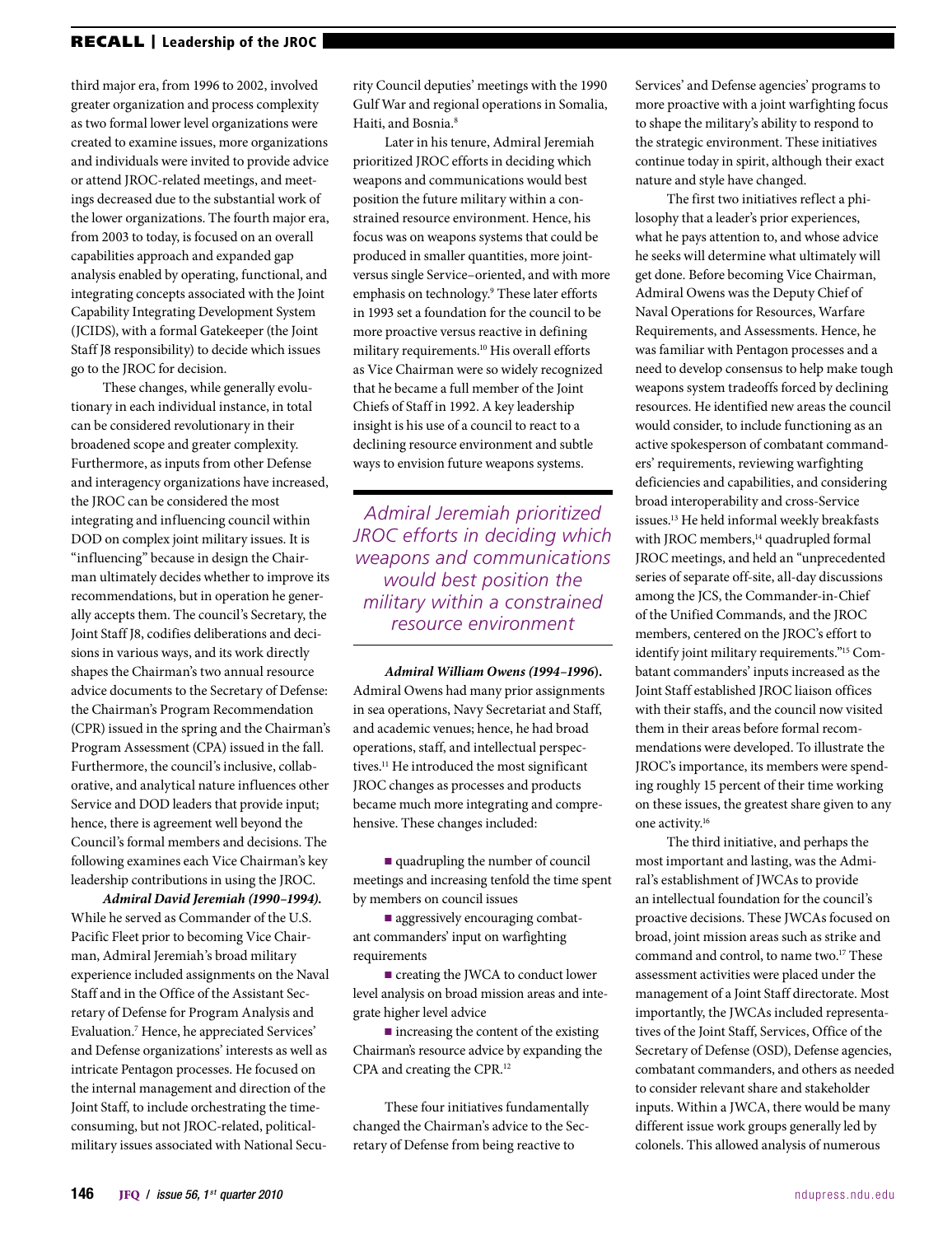third major era, from 1996 to 2002, involved greater organization and process complexity as two formal lower level organizations were created to examine issues, more organizations and individuals were invited to provide advice or attend JROC-related meetings, and meetings decreased due to the substantial work of the lower organizations. The fourth major era, from 2003 to today, is focused on an overall capabilities approach and expanded gap analysis enabled by operating, functional, and integrating concepts associated with the Joint Capability Integrating Development System (JCIDS), with a formal Gatekeeper (the Joint Staff J8 responsibility) to decide which issues go to the JROC for decision.

These changes, while generally evolutionary in each individual instance, in total can be considered revolutionary in their broadened scope and greater complexity. Furthermore, as inputs from other Defense and interagency organizations have increased, the JROC can be considered the most integrating and influencing council within DOD on complex joint military issues. It is "influencing" because in design the Chairman ultimately decides whether to improve its recommendations, but in operation he generally accepts them. The council's Secretary, the Joint Staff J8, codifies deliberations and decisions in various ways, and its work directly shapes the Chairman's two annual resource advice documents to the Secretary of Defense: the Chairman's Program Recommendation (CPR) issued in the spring and the Chairman's Program Assessment (CPA) issued in the fall. Furthermore, the council's inclusive, collaborative, and analytical nature influences other Service and DOD leaders that provide input; hence, there is agreement well beyond the Council's formal members and decisions. The following examines each Vice Chairman's key leadership contributions in using the JROC.

***Admiral David Jeremiah (1990–1994).*** While he served as Commander of the U.S. Pacific Fleet prior to becoming Vice Chairman, Admiral Jeremiah's broad military experience included assignments on the Naval Staff and in the Office of the Assistant Secretary of Defense for Program Analysis and Evaluation.[7] Hence, he appreciated Services' and Defense organizations' interests as well as intricate Pentagon processes. He focused on the internal management and direction of the Joint Staff, to include orchestrating the time-consuming, but not JROC-related, political-military issues associated with National Security Council deputies' meetings with the 1990 Gulf War and regional operations in Somalia, Haiti, and Bosnia.[8]

Later in his tenure, Admiral Jeremiah prioritized JROC efforts in deciding which weapons and communications would best position the future military within a constrained resource environment. Hence, his focus was on weapons systems that could be produced in smaller quantities, more joint- versus single Service–oriented, and with more emphasis on technology.[9] These later efforts in 1993 set a foundation for the council to be more proactive versus reactive in defining military requirements.[10] His overall efforts as Vice Chairman were so widely recognized that he became a full member of the Joint Chiefs of Staff in 1992. A key leadership insight is his use of a council to react to a declining resource environment and subtle ways to envision future weapons systems.

> *Admiral Jeremiah prioritized JROC efforts in deciding which weapons and communications would best position the military within a constrained resource environment*

***Admiral William Owens (1994–1996).*** Admiral Owens had many prior assignments in sea operations, Navy Secretariat and Staff, and academic venues; hence, he had broad operations, staff, and intellectual perspectives.[11] He introduced the most significant JROC changes as processes and products became much more integrating and comprehensive. These changes included:

- quadrupling the number of council meetings and increasing tenfold the time spent by members on council issues
- aggressively encouraging combatant commanders' input on warfighting requirements
- creating the JWCA to conduct lower level analysis on broad mission areas and integrate higher level advice
- increasing the content of the existing Chairman's resource advice by expanding the CPA and creating the CPR.[12]

These four initiatives fundamentally changed the Chairman's advice to the Secretary of Defense from being reactive to Services' and Defense agencies' programs to more proactive with a joint warfighting focus to shape the military's ability to respond to the strategic environment. These initiatives continue today in spirit, although their exact nature and style have changed.

The first two initiatives reflect a philosophy that a leader's prior experiences, what he pays attention to, and whose advice he seeks will determine what ultimately will get done. Before becoming Vice Chairman, Admiral Owens was the Deputy Chief of Naval Operations for Resources, Warfare Requirements, and Assessments. Hence, he was familiar with Pentagon processes and a need to develop consensus to help make tough weapons system tradeoffs forced by declining resources. He identified new areas the council would consider, to include functioning as an active spokesperson of combatant commanders' requirements, reviewing warfighting deficiencies and capabilities, and considering broad interoperability and cross-Service issues.[13] He held informal weekly breakfasts with JROC members,[14] quadrupled formal JROC meetings, and held an "unprecedented series of separate off-site, all-day discussions among the JCS, the Commander-in-Chief of the Unified Commands, and the JROC members, centered on the JROC's effort to identify joint military requirements."[15] Combatant commanders' inputs increased as the Joint Staff established JROC liaison offices with their staffs, and the council now visited them in their areas before formal recommendations were developed. To illustrate the JROC's importance, its members were spending roughly 15 percent of their time working on these issues, the greatest share given to any one activity.[16]

The third initiative, and perhaps the most important and lasting, was the Admiral's establishment of JWCAs to provide an intellectual foundation for the council's proactive decisions. These JWCAs focused on broad, joint mission areas such as strike and command and control, to name two.[17] These assessment activities were placed under the management of a Joint Staff directorate. Most importantly, the JWCAs included representatives of the Joint Staff, Services, Office of the Secretary of Defense (OSD), Defense agencies, combatant commanders, and others as needed to consider relevant share and stakeholder inputs. Within a JWCA, there would be many different issue work groups generally led by colonels. This allowed analysis of numerous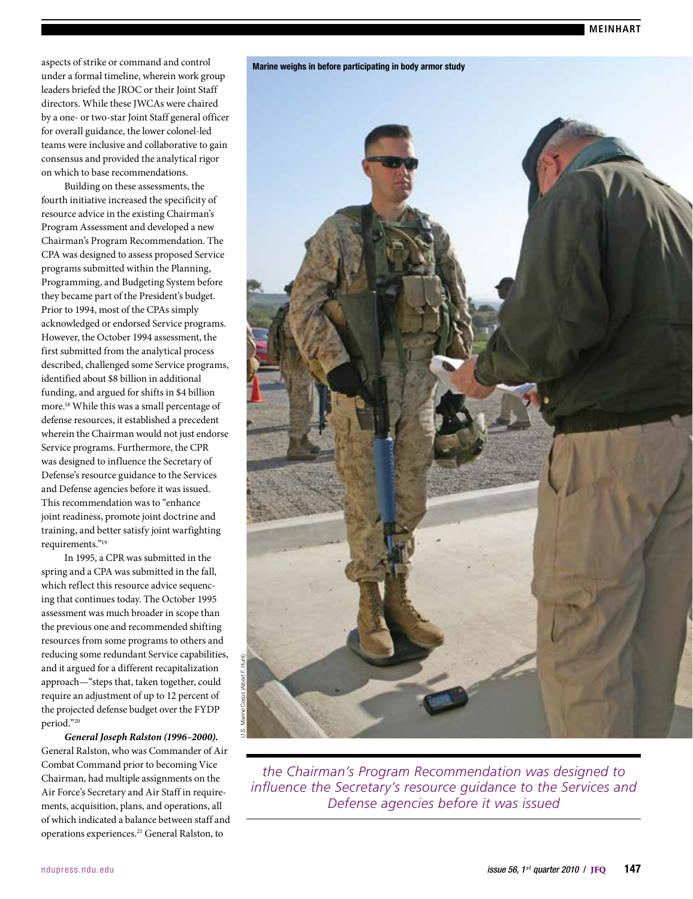aspects of strike or command and control under a formal timeline, wherein work group leaders briefed the JROC or their Joint Staff directors. While these JWCAs were chaired by a one- or two-star Joint Staff general officer for overall guidance, the lower colonel-led teams were inclusive and collaborative to gain consensus and provided the analytical rigor on which to base recommendations.

Building on these assessments, the fourth initiative increased the specificity of resource advice in the existing Chairman's Program Assessment and developed a new Chairman's Program Recommendation. The CPA was designed to assess proposed Service programs submitted within the Planning, Programming, and Budgeting System before they became part of the President's budget. Prior to 1994, most of the CPAs simply acknowledged or endorsed Service programs. However, the October 1994 assessment, the first submitted from the analytical process described, challenged some Service programs, identified about $8 billion in additional funding, and argued for shifts in $4 billion more.[18] While this was a small percentage of defense resources, it established a precedent wherein the Chairman would not just endorse Service programs. Furthermore, the CPR was designed to influence the Secretary of Defense's resource guidance to the Services and Defense agencies before it was issued. This recommendation was to "enhance joint readiness, promote joint doctrine and training, and better satisfy joint warfighting requirements."[19]

In 1995, a CPR was submitted in the spring and a CPA was submitted in the fall, which reflect this resource advice sequencing that continues today. The October 1995 assessment was much broader in scope than the previous one and recommended shifting resources from some programs to others and reducing some redundant Service capabilities, and it argued for a different recapitalization approach—"steps that, taken together, could require an adjustment of up to 12 percent of the projected defense budget over the FYDP period."[20]

***General Joseph Ralston (1996–2000).*** General Ralston, who was Commander of Air Combat Command prior to becoming Vice Chairman, had multiple assignments on the Air Force's Secretary and Air Staff in requirements, acquisition, plans, and operations, all of which indicated a balance between staff and operations experiences.[21] General Ralston, to

**Marine weighs in before participating in body armor study**

U.S. Marine Corps (Albert F. Hunt)

*the Chairman's Program Recommendation was designed to influence the Secretary's resource guidance to the Services and Defense agencies before it was issued*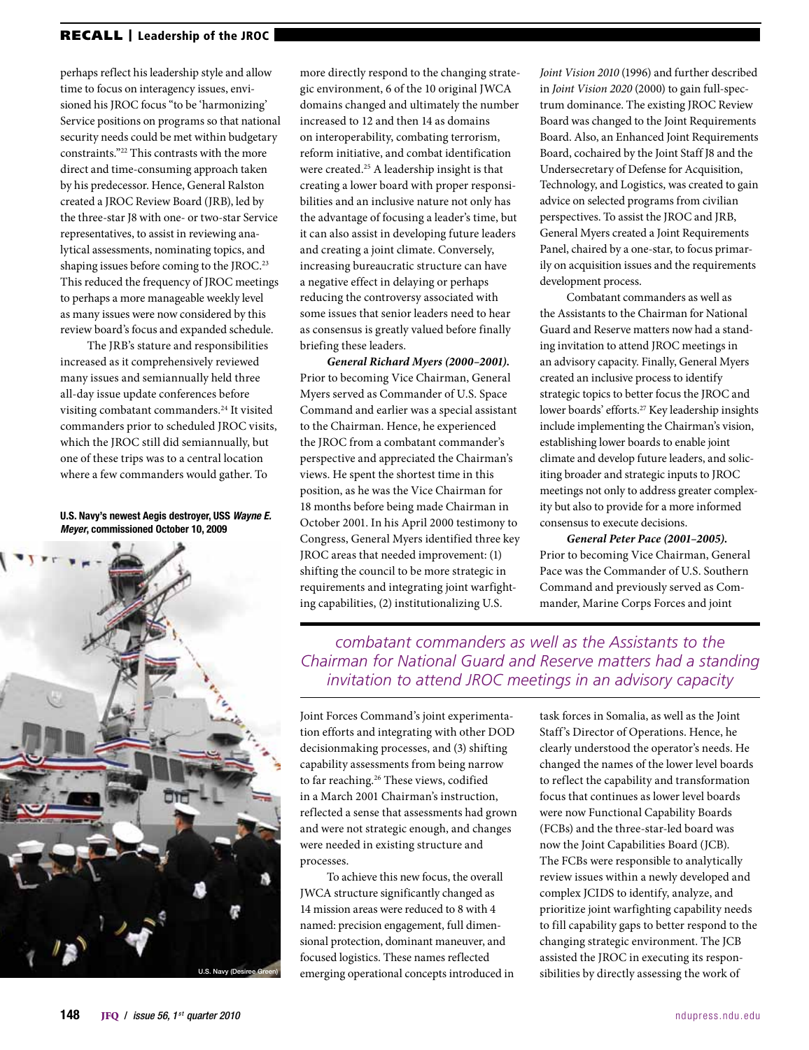perhaps reflect his leadership style and allow time to focus on interagency issues, envisioned his JROC focus "to be 'harmonizing' Service positions on programs so that national security needs could be met within budgetary constraints."[22] This contrasts with the more direct and time-consuming approach taken by his predecessor. Hence, General Ralston created a JROC Review Board (JRB), led by the three-star J8 with one- or two-star Service representatives, to assist in reviewing analytical assessments, nominating topics, and shaping issues before coming to the JROC.[23] This reduced the frequency of JROC meetings to perhaps a more manageable weekly level as many issues were now considered by this review board's focus and expanded schedule.

The JRB's stature and responsibilities increased as it comprehensively reviewed many issues and semiannually held three all-day issue update conferences before visiting combatant commanders.[24] It visited commanders prior to scheduled JROC visits, which the JROC still did semiannually, but one of these trips was to a central location where a few commanders would gather. To more directly respond to the changing strategic environment, 6 of the 10 original JWCA domains changed and ultimately the number increased to 12 and then 14 as domains on interoperability, combating terrorism, reform initiative, and combat identification were created.[25] A leadership insight is that creating a lower board with proper responsibilities and an inclusive nature not only has the advantage of focusing a leader's time, but it can also assist in developing future leaders and creating a joint climate. Conversely, increasing bureaucratic structure can have a negative effect in delaying or perhaps reducing the controversy associated with some issues that senior leaders need to hear as consensus is greatly valued before finally briefing these leaders.

U.S. Navy's newest Aegis destroyer, USS *Wayne E. Meyer*, commissioned October 10, 2009

U.S. Navy (Desiree Green)

***General Richard Myers (2000–2001).*** Prior to becoming Vice Chairman, General Myers served as Commander of U.S. Space Command and earlier was a special assistant to the Chairman. Hence, he experienced the JROC from a combatant commander's perspective and appreciated the Chairman's views. He spent the shortest time in this position, as he was the Vice Chairman for 18 months before being made Chairman in October 2001. In his April 2000 testimony to Congress, General Myers identified three key JROC areas that needed improvement: (1) shifting the council to be more strategic in requirements and integrating joint warfighting capabilities, (2) institutionalizing U.S. Joint Forces Command's joint experimentation efforts and integrating with other DOD decisionmaking processes, and (3) shifting capability assessments from being narrow to far reaching.[26] These views, codified in a March 2001 Chairman's instruction, reflected a sense that assessments had grown and were not strategic enough, and changes were needed in existing structure and processes.

To achieve this new focus, the overall JWCA structure significantly changed as 14 mission areas were reduced to 8 with 4 named: precision engagement, full dimensional protection, dominant maneuver, and focused logistics. These names reflected emerging operational concepts introduced in *Joint Vision 2010* (1996) and further described in *Joint Vision 2020* (2000) to gain full-spectrum dominance. The existing JROC Review Board was changed to the Joint Requirements Board. Also, an Enhanced Joint Requirements Board, cochaired by the Joint Staff J8 and the Undersecretary of Defense for Acquisition, Technology, and Logistics, was created to gain advice on selected programs from civilian perspectives. To assist the JROC and JRB, General Myers created a Joint Requirements Panel, chaired by a one-star, to focus primarily on acquisition issues and the requirements development process.

Combatant commanders as well as the Assistants to the Chairman for National Guard and Reserve matters now had a standing invitation to attend JROC meetings in an advisory capacity. Finally, General Myers created an inclusive process to identify strategic topics to better focus the JROC and lower boards' efforts.[27] Key leadership insights include implementing the Chairman's vision, establishing lower boards to enable joint climate and develop future leaders, and soliciting broader and strategic inputs to JROC meetings not only to address greater complexity but also to provide for a more informed consensus to execute decisions.

> *combatant commanders as well as the Assistants to the Chairman for National Guard and Reserve matters had a standing invitation to attend JROC meetings in an advisory capacity*

***General Peter Pace (2001–2005).*** Prior to becoming Vice Chairman, General Pace was the Commander of U.S. Southern Command and previously served as Commander, Marine Corps Forces and joint task forces in Somalia, as well as the Joint Staff's Director of Operations. Hence, he clearly understood the operator's needs. He changed the names of the lower level boards to reflect the capability and transformation focus that continues as lower level boards were now Functional Capability Boards (FCBs) and the three-star-led board was now the Joint Capabilities Board (JCB). The FCBs were responsible to analytically review issues within a newly developed and complex JCIDS to identify, analyze, and prioritize joint warfighting capability needs to fill capability gaps to better respond to the changing strategic environment. The JCB assisted the JROC in executing its responsibilities by directly assessing the work of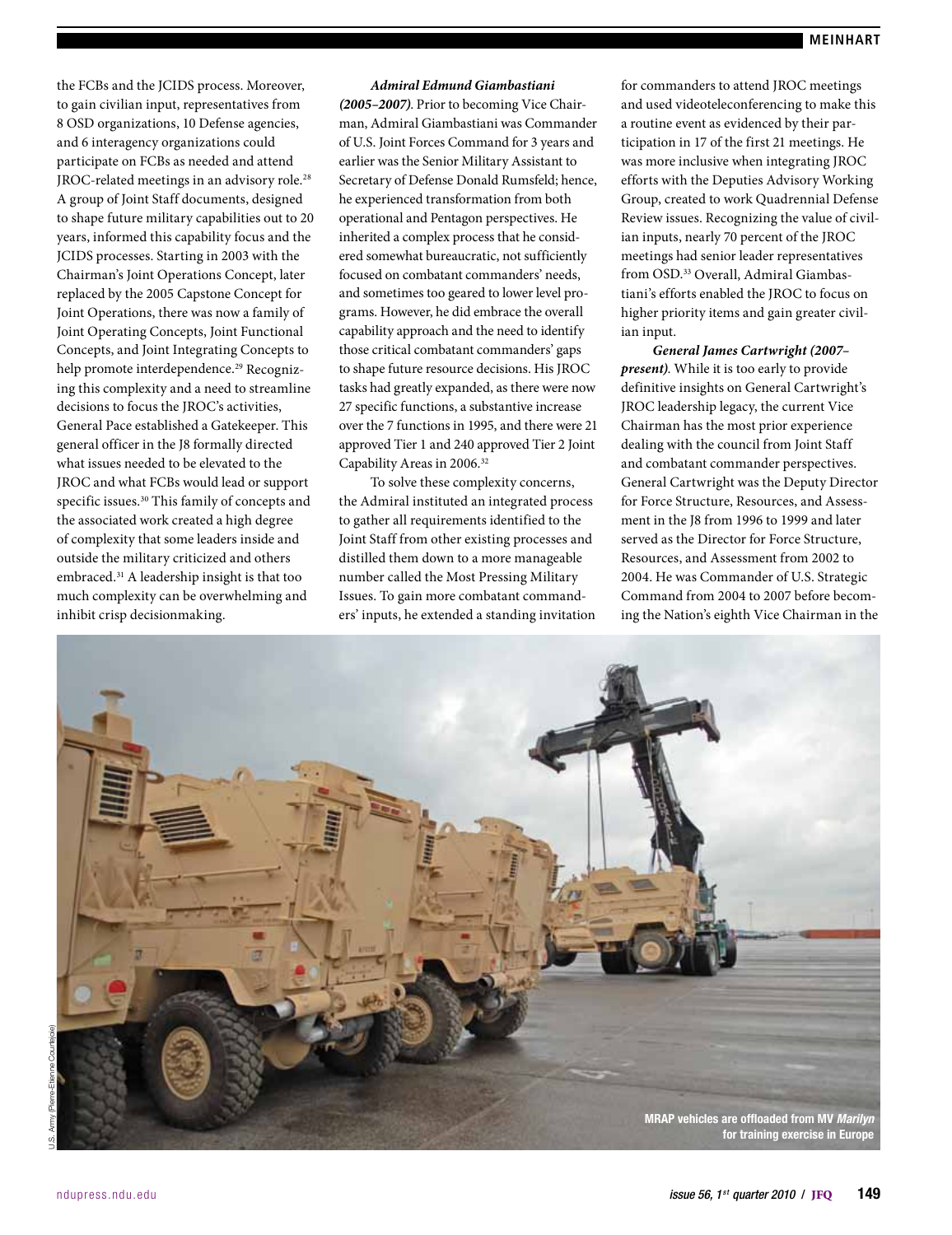the FCBs and the JCIDS process. Moreover, to gain civilian input, representatives from 8 OSD organizations, 10 Defense agencies, and 6 interagency organizations could participate on FCBs as needed and attend JROC-related meetings in an advisory role.[28] A group of Joint Staff documents, designed to shape future military capabilities out to 20 years, informed this capability focus and the JCIDS processes. Starting in 2003 with the Chairman's Joint Operations Concept, later replaced by the 2005 Capstone Concept for Joint Operations, there was now a family of Joint Operating Concepts, Joint Functional Concepts, and Joint Integrating Concepts to help promote interdependence.[29] Recognizing this complexity and a need to streamline decisions to focus the JROC's activities, General Pace established a Gatekeeper. This general officer in the J8 formally directed what issues needed to be elevated to the JROC and what FCBs would lead or support specific issues.[30] This family of concepts and the associated work created a high degree of complexity that some leaders inside and outside the military criticized and others embraced.[31] A leadership insight is that too much complexity can be overwhelming and inhibit crisp decisionmaking.

***Admiral Edmund Giambastiani (2005–2007)***. Prior to becoming Vice Chairman, Admiral Giambastiani was Commander of U.S. Joint Forces Command for 3 years and earlier was the Senior Military Assistant to Secretary of Defense Donald Rumsfeld; hence, he experienced transformation from both operational and Pentagon perspectives. He inherited a complex process that he considered somewhat bureaucratic, not sufficiently focused on combatant commanders' needs, and sometimes too geared to lower level programs. However, he did embrace the overall capability approach and the need to identify those critical combatant commanders' gaps to shape future resource decisions. His JROC tasks had greatly expanded, as there were now 27 specific functions, a substantive increase over the 7 functions in 1995, and there were 21 approved Tier 1 and 240 approved Tier 2 Joint Capability Areas in 2006.[32]

To solve these complexity concerns, the Admiral instituted an integrated process to gather all requirements identified to the Joint Staff from other existing processes and distilled them down to a more manageable number called the Most Pressing Military Issues. To gain more combatant commanders' inputs, he extended a standing invitation for commanders to attend JROC meetings and used videoteleconferencing to make this a routine event as evidenced by their participation in 17 of the first 21 meetings. He was more inclusive when integrating JROC efforts with the Deputies Advisory Working Group, created to work Quadrennial Defense Review issues. Recognizing the value of civilian inputs, nearly 70 percent of the JROC meetings had senior leader representatives from OSD.[33] Overall, Admiral Giambastiani's efforts enabled the JROC to focus on higher priority items and gain greater civilian input.

***General James Cartwright (2007–present)***. While it is too early to provide definitive insights on General Cartwright's JROC leadership legacy, the current Vice Chairman has the most prior experience dealing with the council from Joint Staff and combatant commander perspectives. General Cartwright was the Deputy Director for Force Structure, Resources, and Assessment in the J8 from 1996 to 1999 and later served as the Director for Force Structure, Resources, and Assessment from 2002 to 2004. He was Commander of U.S. Strategic Command from 2004 to 2007 before becoming the Nation's eighth Vice Chairman in the

U.S. Army (Pierre-Etienne Courtejoie)

**MRAP vehicles are offloaded from MV *Marilyn* for training exercise in Europe**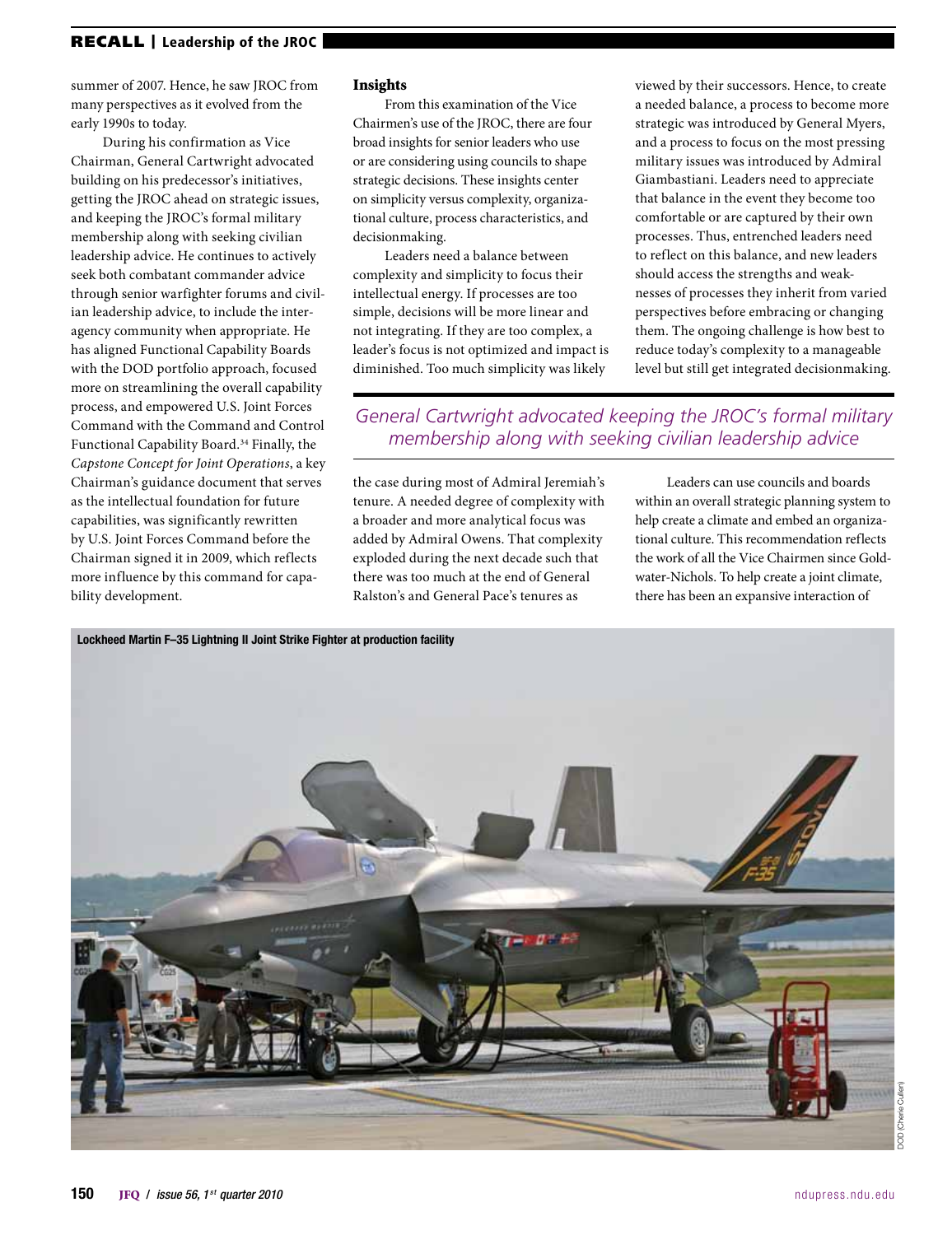summer of 2007. Hence, he saw JROC from many perspectives as it evolved from the early 1990s to today.

During his confirmation as Vice Chairman, General Cartwright advocated building on his predecessor's initiatives, getting the JROC ahead on strategic issues, and keeping the JROC's formal military membership along with seeking civilian leadership advice. He continues to actively seek both combatant commander advice through senior warfighter forums and civilian leadership advice, to include the interagency community when appropriate. He has aligned Functional Capability Boards with the DOD portfolio approach, focused more on streamlining the overall capability process, and empowered U.S. Joint Forces Command with the Command and Control Functional Capability Board.[34] Finally, the *Capstone Concept for Joint Operations*, a key Chairman's guidance document that serves as the intellectual foundation for future capabilities, was significantly rewritten by U.S. Joint Forces Command before the Chairman signed it in 2009, which reflects more influence by this command for capability development.

## Insights

From this examination of the Vice Chairmen's use of the JROC, there are four broad insights for senior leaders who use or are considering using councils to shape strategic decisions. These insights center on simplicity versus complexity, organizational culture, process characteristics, and decisionmaking.

Leaders need a balance between complexity and simplicity to focus their intellectual energy. If processes are too simple, decisions will be more linear and not integrating. If they are too complex, a leader's focus is not optimized and impact is diminished. Too much simplicity was likely the case during most of Admiral Jeremiah's tenure. A needed degree of complexity with a broader and more analytical focus was added by Admiral Owens. That complexity exploded during the next decade such that there was too much at the end of General Ralston's and General Pace's tenures as viewed by their successors. Hence, to create a needed balance, a process to become more strategic was introduced by General Myers, and a process to focus on the most pressing military issues was introduced by Admiral Giambastiani. Leaders need to appreciate that balance in the event they become too comfortable or are captured by their own processes. Thus, entrenched leaders need to reflect on this balance, and new leaders should access the strengths and weaknesses of processes they inherit from varied perspectives before embracing or changing them. The ongoing challenge is how best to reduce today's complexity to a manageable level but still get integrated decisionmaking.

*General Cartwright advocated keeping the JROC's formal military membership along with seeking civilian leadership advice*

Leaders can use councils and boards within an overall strategic planning system to help create a climate and embed an organizational culture. This recommendation reflects the work of all the Vice Chairmen since Goldwater-Nichols. To help create a joint climate, there has been an expansive interaction of

Lockheed Martin F–35 Lightning II Joint Strike Fighter at production facility

DOD (Cherie Cullen)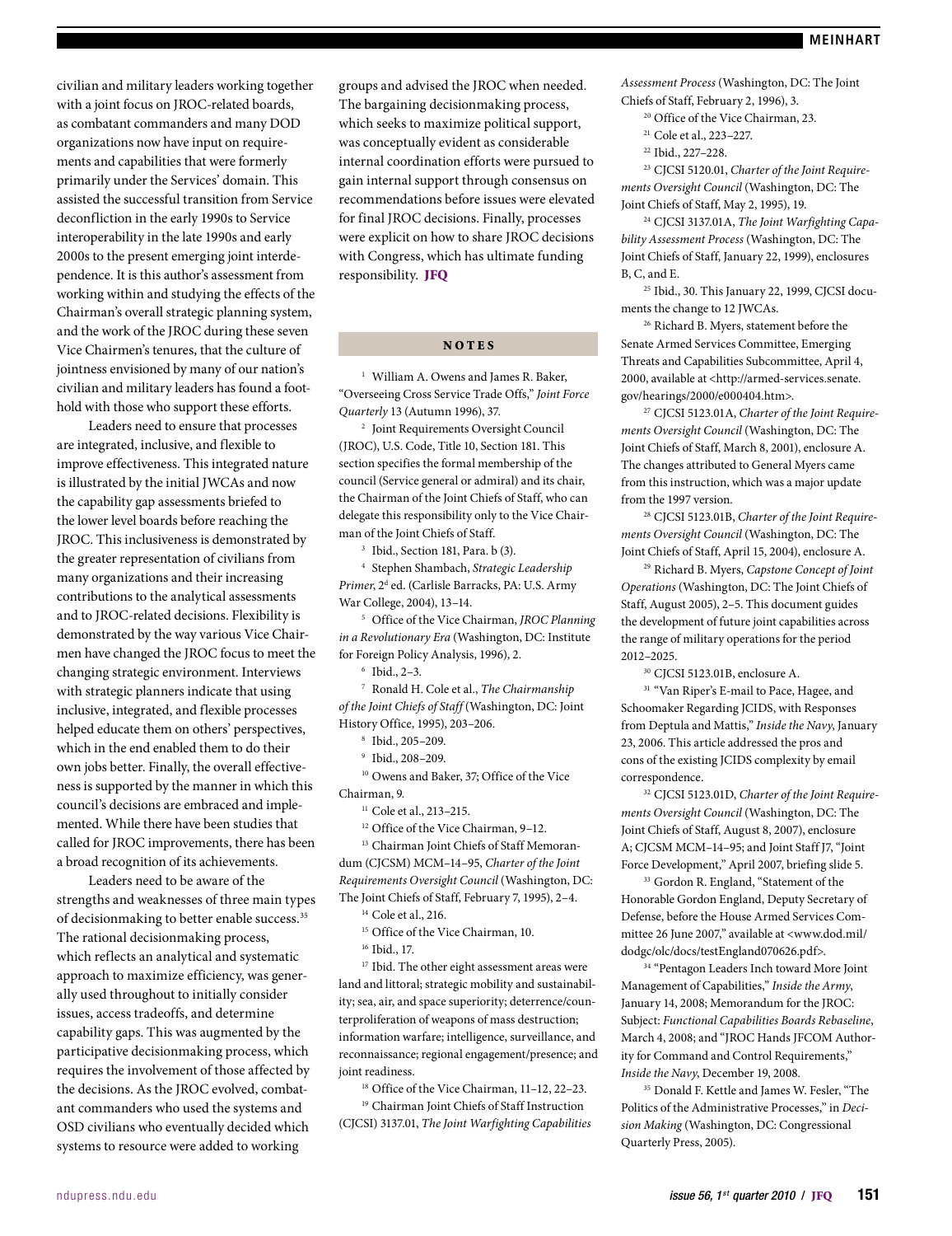civilian and military leaders working together with a joint focus on JROC-related boards, as combatant commanders and many DOD organizations now have input on requirements and capabilities that were formerly primarily under the Services' domain. This assisted the successful transition from Service deconfliction in the early 1990s to Service interoperability in the late 1990s and early 2000s to the present emerging joint interdependence. It is this author's assessment from working within and studying the effects of the Chairman's overall strategic planning system, and the work of the JROC during these seven Vice Chairmen's tenures, that the culture of jointness envisioned by many of our nation's civilian and military leaders has found a foothold with those who support these efforts.

Leaders need to ensure that processes are integrated, inclusive, and flexible to improve effectiveness. This integrated nature is illustrated by the initial JWCAs and now the capability gap assessments briefed to the lower level boards before reaching the JROC. This inclusiveness is demonstrated by the greater representation of civilians from many organizations and their increasing contributions to the analytical assessments and to JROC-related decisions. Flexibility is demonstrated by the way various Vice Chairmen have changed the JROC focus to meet the changing strategic environment. Interviews with strategic planners indicate that using inclusive, integrated, and flexible processes helped educate them on others' perspectives, which in the end enabled them to do their own jobs better. Finally, the overall effectiveness is supported by the manner in which this council's decisions are embraced and implemented. While there have been studies that called for JROC improvements, there has been a broad recognition of its achievements.

Leaders need to be aware of the strengths and weaknesses of three main types of decisionmaking to better enable success.[35] The rational decisionmaking process, which reflects an analytical and systematic approach to maximize efficiency, was generally used throughout to initially consider issues, access tradeoffs, and determine capability gaps. This was augmented by the participative decisionmaking process, which requires the involvement of those affected by the decisions. As the JROC evolved, combatant commanders who used the systems and OSD civilians who eventually decided which systems to resource were added to working groups and advised the JROC when needed. The bargaining decisionmaking process, which seeks to maximize political support, was conceptually evident as considerable internal coordination efforts were pursued to gain internal support through consensus on recommendations before issues were elevated for final JROC decisions. Finally, processes were explicit on how to share JROC decisions with Congress, which has ultimate funding responsibility. **JFQ**

## NOTES

[1] William A. Owens and James R. Baker, "Overseeing Cross Service Trade Offs," *Joint Force Quarterly* 13 (Autumn 1996), 37.

[2] Joint Requirements Oversight Council (JROC), U.S. Code, Title 10, Section 181. This section specifies the formal membership of the council (Service general or admiral) and its chair, the Chairman of the Joint Chiefs of Staff, who can delegate this responsibility only to the Vice Chairman of the Joint Chiefs of Staff.

[3] Ibid., Section 181, Para. b (3).

[4] Stephen Shambach, *Strategic Leadership Primer*, 2d ed. (Carlisle Barracks, PA: U.S. Army War College, 2004), 13–14.

[5] Office of the Vice Chairman, *JROC Planning in a Revolutionary Era* (Washington, DC: Institute for Foreign Policy Analysis, 1996), 2.

[6] Ibid., 2–3.

[7] Ronald H. Cole et al., *The Chairmanship of the Joint Chiefs of Staff* (Washington, DC: Joint History Office, 1995), 203–206.

[8] Ibid., 205–209.

[9] Ibid., 208–209.

[10] Owens and Baker, 37; Office of the Vice Chairman, 9.

[11] Cole et al., 213–215.

[12] Office of the Vice Chairman, 9–12.

[13] Chairman Joint Chiefs of Staff Memorandum (CJCSM) MCM–14–95, *Charter of the Joint Requirements Oversight Council* (Washington, DC: The Joint Chiefs of Staff, February 7, 1995), 2–4.

[14] Cole et al., 216.

[15] Office of the Vice Chairman, 10.

[16] Ibid., 17.

[17] Ibid. The other eight assessment areas were land and littoral; strategic mobility and sustainability; sea, air, and space superiority; deterrence/counterproliferation of weapons of mass destruction; information warfare; intelligence, surveillance, and reconnaissance; regional engagement/presence; and joint readiness.

[18] Office of the Vice Chairman, 11–12, 22–23.

[19] Chairman Joint Chiefs of Staff Instruction (CJCSI) 3137.01, *The Joint Warfighting Capabilities Assessment Process* (Washington, DC: The Joint Chiefs of Staff, February 2, 1996), 3.

[20] Office of the Vice Chairman, 23.

[21] Cole et al., 223–227.

[22] Ibid., 227–228.

[23] CJCSI 5120.01, *Charter of the Joint Requirements Oversight Council* (Washington, DC: The Joint Chiefs of Staff, May 2, 1995), 19.

[24] CJCSI 3137.01A, *The Joint Warfighting Capability Assessment Process* (Washington, DC: The Joint Chiefs of Staff, January 22, 1999), enclosures B, C, and E.

[25] Ibid., 30. This January 22, 1999, CJCSI documents the change to 12 JWCAs.

[26] Richard B. Myers, statement before the Senate Armed Services Committee, Emerging Threats and Capabilities Subcommittee, April 4, 2000, available at <http://armed-services.senate.gov/hearings/2000/e000404.htm>.

[27] CJCSI 5123.01A, *Charter of the Joint Requirements Oversight Council* (Washington, DC: The Joint Chiefs of Staff, March 8, 2001), enclosure A. The changes attributed to General Myers came from this instruction, which was a major update from the 1997 version.

[28] CJCSI 5123.01B, *Charter of the Joint Requirements Oversight Council* (Washington, DC: The Joint Chiefs of Staff, April 15, 2004), enclosure A.

[29] Richard B. Myers, *Capstone Concept of Joint Operations* (Washington, DC: The Joint Chiefs of Staff, August 2005), 2–5. This document guides the development of future joint capabilities across the range of military operations for the period 2012–2025.

[30] CJCSI 5123.01B, enclosure A.

[31] "Van Riper's E-mail to Pace, Hagee, and Schoomaker Regarding JCIDS, with Responses from Deptula and Mattis," *Inside the Navy*, January 23, 2006. This article addressed the pros and cons of the existing JCIDS complexity by email correspondence.

[32] CJCSI 5123.01D, *Charter of the Joint Requirements Oversight Council* (Washington, DC: The Joint Chiefs of Staff, August 8, 2007), enclosure A; CJCSM MCM–14–95; and Joint Staff J7, "Joint Force Development," April 2007, briefing slide 5.

[33] Gordon R. England, "Statement of the Honorable Gordon England, Deputy Secretary of Defense, before the House Armed Services Committee 26 June 2007," available at <www.dod.mil/dodgc/olc/docs/testEngland070626.pdf>.

[34] "Pentagon Leaders Inch toward More Joint Management of Capabilities," *Inside the Army*, January 14, 2008; Memorandum for the JROC: Subject: *Functional Capabilities Boards Rebaseline*, March 4, 2008; and "JROC Hands JFCOM Authority for Command and Control Requirements," *Inside the Navy*, December 19, 2008.

[35] Donald F. Kettle and James W. Fesler, "The Politics of the Administrative Processes," in *Decision Making* (Washington, DC: Congressional Quarterly Press, 2005).